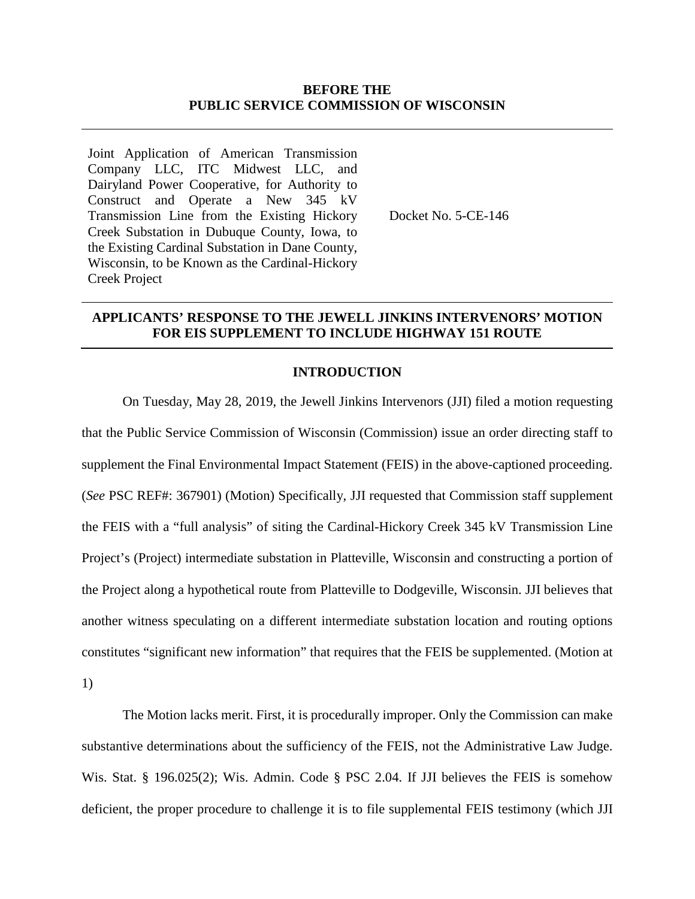**BEFORE THE**
**PUBLIC SERVICE COMMISSION OF WISCONSIN**

---

| Joint Application of American Transmission Company LLC, ITC Midwest LLC, and Dairyland Power Cooperative, for Authority to Construct and Operate a New 345 kV Transmission Line from the Existing Hickory Creek Substation in Dubuque County, Iowa, to the Existing Cardinal Substation in Dane County, Wisconsin, to be Known as the Cardinal-Hickory Creek Project | Docket No. 5-CE-146 |
|---|---|

---

## APPLICANTS' RESPONSE TO THE JEWELL JINKINS INTERVENORS' MOTION FOR EIS SUPPLEMENT TO INCLUDE HIGHWAY 151 ROUTE

---

### INTRODUCTION

On Tuesday, May 28, 2019, the Jewell Jinkins Intervenors (JJI) filed a motion requesting that the Public Service Commission of Wisconsin (Commission) issue an order directing staff to supplement the Final Environmental Impact Statement (FEIS) in the above-captioned proceeding. (*See* PSC REF#: 367901) (Motion) Specifically, JJI requested that Commission staff supplement the FEIS with a "full analysis" of siting the Cardinal-Hickory Creek 345 kV Transmission Line Project's (Project) intermediate substation in Platteville, Wisconsin and constructing a portion of the Project along a hypothetical route from Platteville to Dodgeville, Wisconsin. JJI believes that another witness speculating on a different intermediate substation location and routing options constitutes "significant new information" that requires that the FEIS be supplemented. (Motion at 1)

The Motion lacks merit. First, it is procedurally improper. Only the Commission can make substantive determinations about the sufficiency of the FEIS, not the Administrative Law Judge. Wis. Stat. § 196.025(2); Wis. Admin. Code § PSC 2.04. If JJI believes the FEIS is somehow deficient, the proper procedure to challenge it is to file supplemental FEIS testimony (which JJI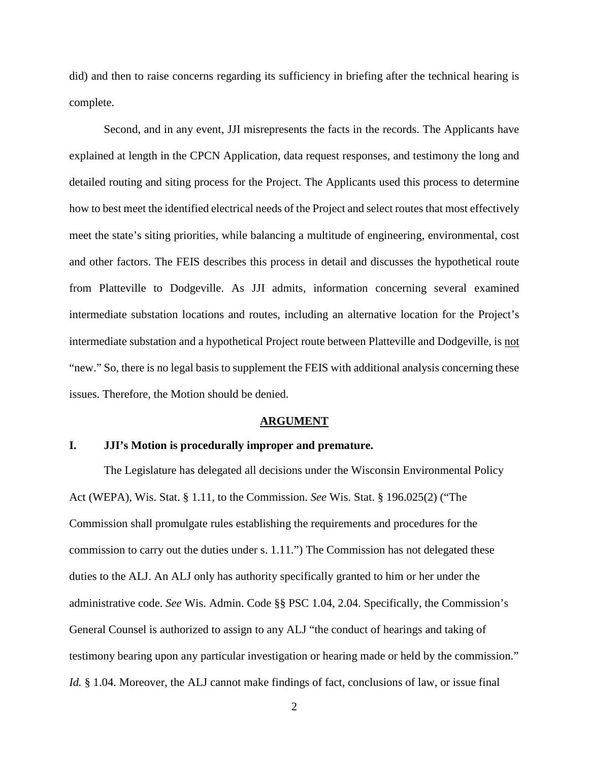did) and then to raise concerns regarding its sufficiency in briefing after the technical hearing is complete.

Second, and in any event, JJI misrepresents the facts in the records. The Applicants have explained at length in the CPCN Application, data request responses, and testimony the long and detailed routing and siting process for the Project. The Applicants used this process to determine how to best meet the identified electrical needs of the Project and select routes that most effectively meet the state's siting priorities, while balancing a multitude of engineering, environmental, cost and other factors. The FEIS describes this process in detail and discusses the hypothetical route from Platteville to Dodgeville. As JJI admits, information concerning several examined intermediate substation locations and routes, including an alternative location for the Project's intermediate substation and a hypothetical Project route between Platteville and Dodgeville, is not "new." So, there is no legal basis to supplement the FEIS with additional analysis concerning these issues. Therefore, the Motion should be denied.

## ARGUMENT

### I. JJI's Motion is procedurally improper and premature.

The Legislature has delegated all decisions under the Wisconsin Environmental Policy Act (WEPA), Wis. Stat. § 1.11, to the Commission. *See* Wis. Stat. § 196.025(2) ("The Commission shall promulgate rules establishing the requirements and procedures for the commission to carry out the duties under s. 1.11.") The Commission has not delegated these duties to the ALJ. An ALJ only has authority specifically granted to him or her under the administrative code. *See* Wis. Admin. Code §§ PSC 1.04, 2.04. Specifically, the Commission's General Counsel is authorized to assign to any ALJ "the conduct of hearings and taking of testimony bearing upon any particular investigation or hearing made or held by the commission." *Id.* § 1.04. Moreover, the ALJ cannot make findings of fact, conclusions of law, or issue final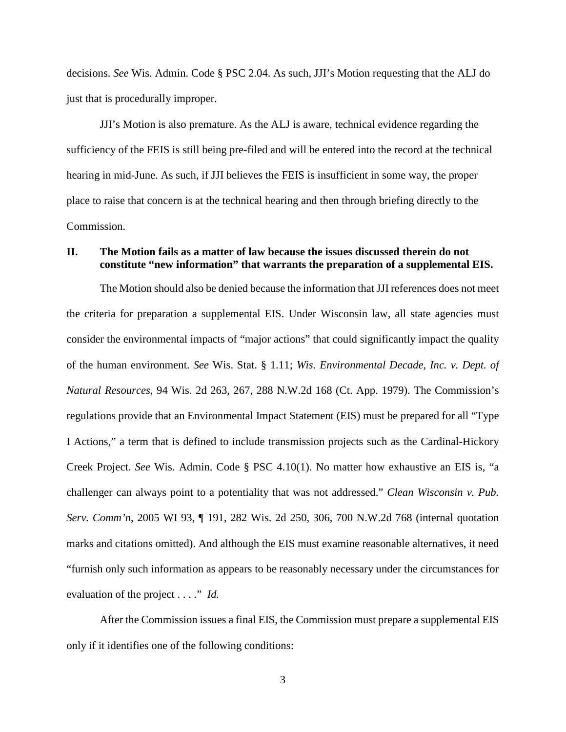decisions. *See* Wis. Admin. Code § PSC 2.04. As such, JJI's Motion requesting that the ALJ do just that is procedurally improper.

JJI's Motion is also premature. As the ALJ is aware, technical evidence regarding the sufficiency of the FEIS is still being pre-filed and will be entered into the record at the technical hearing in mid-June. As such, if JJI believes the FEIS is insufficient in some way, the proper place to raise that concern is at the technical hearing and then through briefing directly to the Commission.

## II. The Motion fails as a matter of law because the issues discussed therein do not constitute "new information" that warrants the preparation of a supplemental EIS.

The Motion should also be denied because the information that JJI references does not meet the criteria for preparation a supplemental EIS. Under Wisconsin law, all state agencies must consider the environmental impacts of "major actions" that could significantly impact the quality of the human environment. *See* Wis. Stat. § 1.11; *Wis. Environmental Decade, Inc. v. Dept. of Natural Resources*, 94 Wis. 2d 263, 267, 288 N.W.2d 168 (Ct. App. 1979). The Commission's regulations provide that an Environmental Impact Statement (EIS) must be prepared for all "Type I Actions," a term that is defined to include transmission projects such as the Cardinal-Hickory Creek Project. *See* Wis. Admin. Code § PSC 4.10(1). No matter how exhaustive an EIS is, "a challenger can always point to a potentiality that was not addressed." *Clean Wisconsin v. Pub. Serv. Comm'n*, 2005 WI 93, ¶ 191, 282 Wis. 2d 250, 306, 700 N.W.2d 768 (internal quotation marks and citations omitted). And although the EIS must examine reasonable alternatives, it need "furnish only such information as appears to be reasonably necessary under the circumstances for evaluation of the project . . . ." *Id.*

After the Commission issues a final EIS, the Commission must prepare a supplemental EIS only if it identifies one of the following conditions: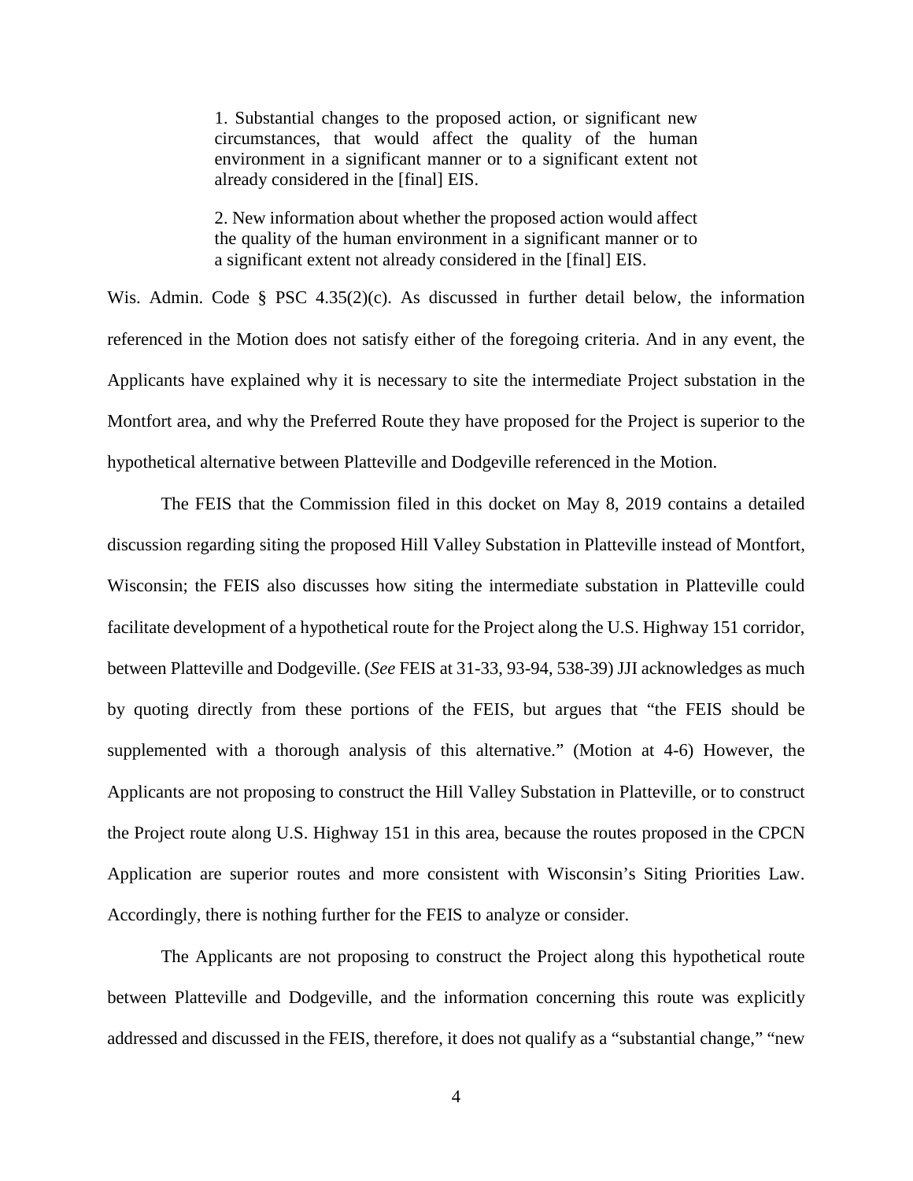> 1. Substantial changes to the proposed action, or significant new circumstances, that would affect the quality of the human environment in a significant manner or to a significant extent not already considered in the [final] EIS.
>
> 2. New information about whether the proposed action would affect the quality of the human environment in a significant manner or to a significant extent not already considered in the [final] EIS.

Wis. Admin. Code § PSC 4.35(2)(c). As discussed in further detail below, the information referenced in the Motion does not satisfy either of the foregoing criteria. And in any event, the Applicants have explained why it is necessary to site the intermediate Project substation in the Montfort area, and why the Preferred Route they have proposed for the Project is superior to the hypothetical alternative between Platteville and Dodgeville referenced in the Motion.

The FEIS that the Commission filed in this docket on May 8, 2019 contains a detailed discussion regarding siting the proposed Hill Valley Substation in Platteville instead of Montfort, Wisconsin; the FEIS also discusses how siting the intermediate substation in Platteville could facilitate development of a hypothetical route for the Project along the U.S. Highway 151 corridor, between Platteville and Dodgeville. (*See* FEIS at 31-33, 93-94, 538-39) JJI acknowledges as much by quoting directly from these portions of the FEIS, but argues that "the FEIS should be supplemented with a thorough analysis of this alternative." (Motion at 4-6) However, the Applicants are not proposing to construct the Hill Valley Substation in Platteville, or to construct the Project route along U.S. Highway 151 in this area, because the routes proposed in the CPCN Application are superior routes and more consistent with Wisconsin's Siting Priorities Law. Accordingly, there is nothing further for the FEIS to analyze or consider.

The Applicants are not proposing to construct the Project along this hypothetical route between Platteville and Dodgeville, and the information concerning this route was explicitly addressed and discussed in the FEIS, therefore, it does not qualify as a "substantial change," "new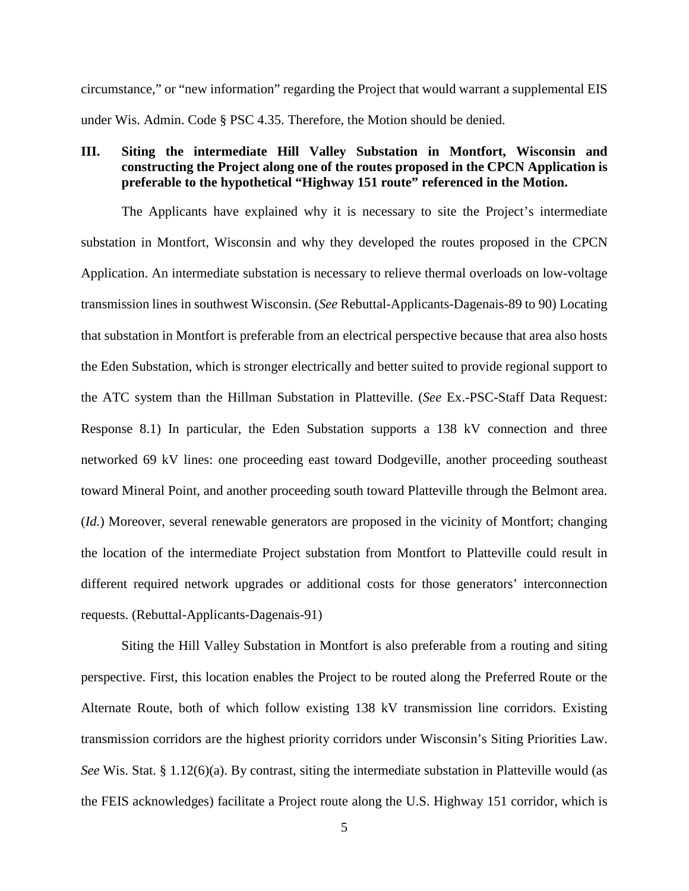circumstance," or "new information" regarding the Project that would warrant a supplemental EIS under Wis. Admin. Code § PSC 4.35. Therefore, the Motion should be denied.

## III. Siting the intermediate Hill Valley Substation in Montfort, Wisconsin and constructing the Project along one of the routes proposed in the CPCN Application is preferable to the hypothetical "Highway 151 route" referenced in the Motion.

The Applicants have explained why it is necessary to site the Project's intermediate substation in Montfort, Wisconsin and why they developed the routes proposed in the CPCN Application. An intermediate substation is necessary to relieve thermal overloads on low-voltage transmission lines in southwest Wisconsin. (*See* Rebuttal-Applicants-Dagenais-89 to 90) Locating that substation in Montfort is preferable from an electrical perspective because that area also hosts the Eden Substation, which is stronger electrically and better suited to provide regional support to the ATC system than the Hillman Substation in Platteville. (*See* Ex.-PSC-Staff Data Request: Response 8.1) In particular, the Eden Substation supports a 138 kV connection and three networked 69 kV lines: one proceeding east toward Dodgeville, another proceeding southeast toward Mineral Point, and another proceeding south toward Platteville through the Belmont area. (*Id.*) Moreover, several renewable generators are proposed in the vicinity of Montfort; changing the location of the intermediate Project substation from Montfort to Platteville could result in different required network upgrades or additional costs for those generators' interconnection requests. (Rebuttal-Applicants-Dagenais-91)

Siting the Hill Valley Substation in Montfort is also preferable from a routing and siting perspective. First, this location enables the Project to be routed along the Preferred Route or the Alternate Route, both of which follow existing 138 kV transmission line corridors. Existing transmission corridors are the highest priority corridors under Wisconsin's Siting Priorities Law. *See* Wis. Stat. § 1.12(6)(a). By contrast, siting the intermediate substation in Platteville would (as the FEIS acknowledges) facilitate a Project route along the U.S. Highway 151 corridor, which is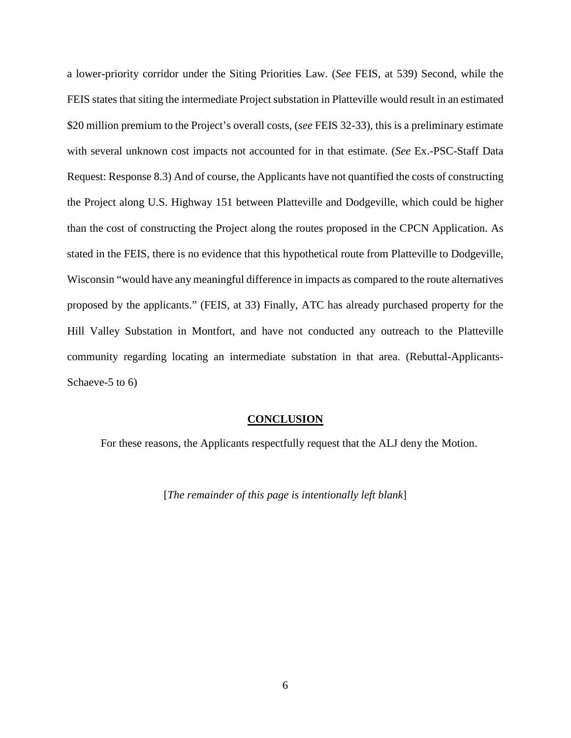a lower-priority corridor under the Siting Priorities Law. (*See* FEIS, at 539) Second, while the FEIS states that siting the intermediate Project substation in Platteville would result in an estimated $20 million premium to the Project's overall costs, (*see* FEIS 32-33), this is a preliminary estimate with several unknown cost impacts not accounted for in that estimate. (*See* Ex.-PSC-Staff Data Request: Response 8.3) And of course, the Applicants have not quantified the costs of constructing the Project along U.S. Highway 151 between Platteville and Dodgeville, which could be higher than the cost of constructing the Project along the routes proposed in the CPCN Application. As stated in the FEIS, there is no evidence that this hypothetical route from Platteville to Dodgeville, Wisconsin "would have any meaningful difference in impacts as compared to the route alternatives proposed by the applicants." (FEIS, at 33) Finally, ATC has already purchased property for the Hill Valley Substation in Montfort, and have not conducted any outreach to the Platteville community regarding locating an intermediate substation in that area. (Rebuttal-Applicants-Schaeve-5 to 6)

## CONCLUSION

For these reasons, the Applicants respectfully request that the ALJ deny the Motion.

[*The remainder of this page is intentionally left blank*]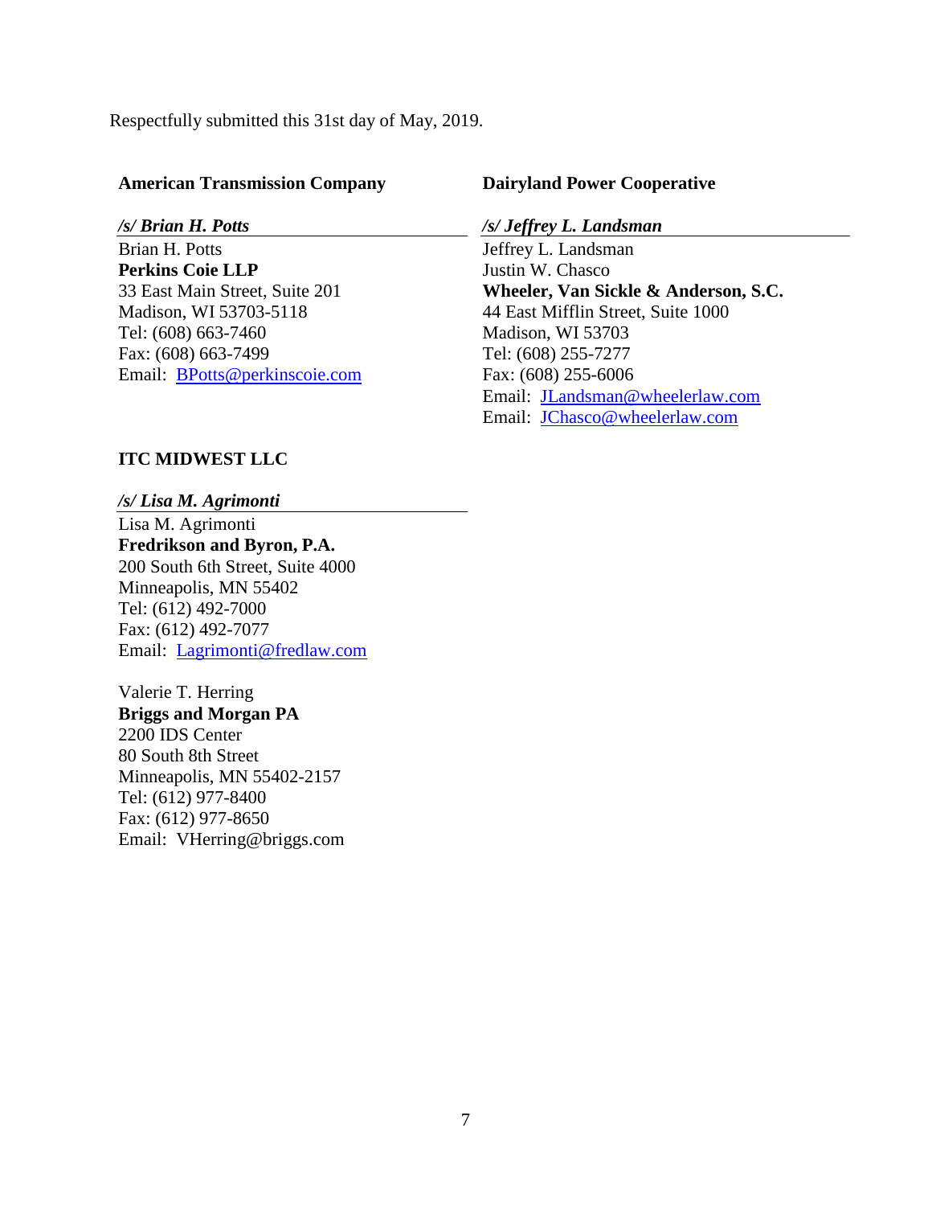Respectfully submitted this 31st day of May, 2019.

**American Transmission Company**

***/s/ Brian H. Potts***

Brian H. Potts
**Perkins Coie LLP**
33 East Main Street, Suite 201
Madison, WI 53703-5118
Tel: (608) 663-7460
Fax: (608) 663-7499
Email: BPotts@perkinscoie.com

**Dairyland Power Cooperative**

***/s/ Jeffrey L. Landsman***

Jeffrey L. Landsman
Justin W. Chasco
**Wheeler, Van Sickle & Anderson, S.C.**
44 East Mifflin Street, Suite 1000
Madison, WI 53703
Tel: (608) 255-7277
Fax: (608) 255-6006
Email: JLandsman@wheelerlaw.com
Email: JChasco@wheelerlaw.com

**ITC MIDWEST LLC**

***/s/ Lisa M. Agrimonti***

Lisa M. Agrimonti
**Fredrikson and Byron, P.A.**
200 South 6th Street, Suite 4000
Minneapolis, MN 55402
Tel: (612) 492-7000
Fax: (612) 492-7077
Email: Lagrimonti@fredlaw.com

Valerie T. Herring
**Briggs and Morgan PA**
2200 IDS Center
80 South 8th Street
Minneapolis, MN 55402-2157
Tel: (612) 977-8400
Fax: (612) 977-8650
Email: VHerring@briggs.com